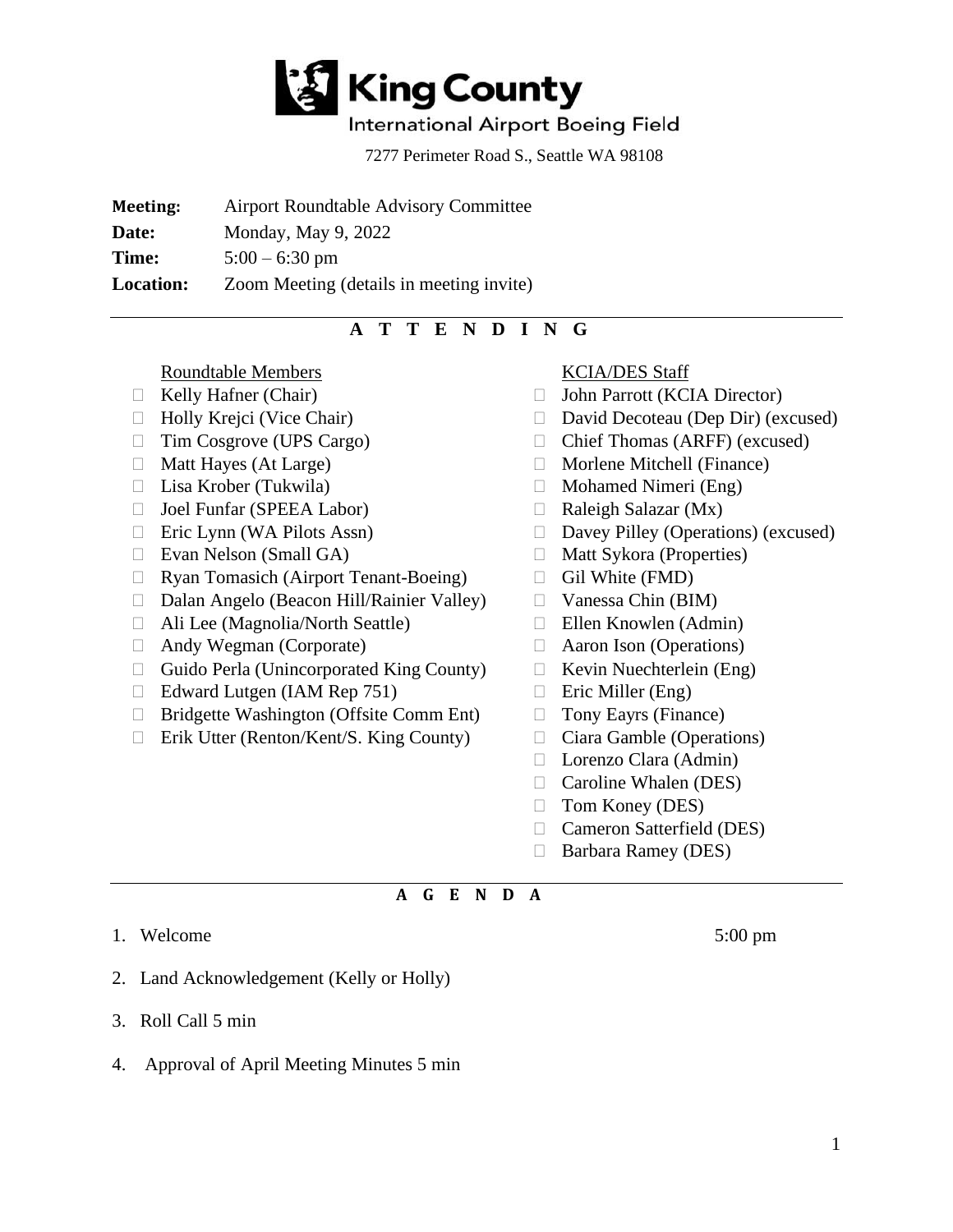# King County

International Airport Boeing Field

7277 Perimeter Road S., Seattle WA 98108

**Meeting:** Airport Roundtable Advisory Committee

**Date:** Monday, May 9, 2022

**Time:** 5:00 – 6:30 pm

**Location:** Zoom Meeting (details in meeting invite)

## A T T E N D I N G

Roundtable Members

- Kelly Hafner (Chair)
- Holly Krejci (Vice Chair)
- Tim Cosgrove (UPS Cargo)
- Matt Hayes (At Large)
- Lisa Krober (Tukwila)
- Joel Funfar (SPEEA Labor)
- Eric Lynn (WA Pilots Assn)
- Evan Nelson (Small GA)
- Ryan Tomasich (Airport Tenant-Boeing)
- Dalan Angelo (Beacon Hill/Rainier Valley)
- Ali Lee (Magnolia/North Seattle)
- Andy Wegman (Corporate)
- Guido Perla (Unincorporated King County)
- Edward Lutgen (IAM Rep 751)
- Bridgette Washington (Offsite Comm Ent)
- Erik Utter (Renton/Kent/S. King County)

KCIA/DES Staff

- John Parrott (KCIA Director)
- David Decoteau (Dep Dir) (excused)
- Chief Thomas (ARFF) (excused)
- Morlene Mitchell (Finance)
- Mohamed Nimeri (Eng)
- Raleigh Salazar (Mx)
- Davey Pilley (Operations) (excused)
- Matt Sykora (Properties)
- Gil White (FMD)
- Vanessa Chin (BIM)
- Ellen Knowlen (Admin)
- Aaron Ison (Operations)
- Kevin Nuechterlein (Eng)
- Eric Miller (Eng)
- Tony Eayrs (Finance)
- Ciara Gamble (Operations)
- Lorenzo Clara (Admin)
- Caroline Whalen (DES)
- Tom Koney (DES)
- Cameron Satterfield (DES)
- Barbara Ramey (DES)

## A G E N D A

1. Welcome 5:00 pm
2. Land Acknowledgement (Kelly or Holly)
3. Roll Call 5 min
4. Approval of April Meeting Minutes 5 min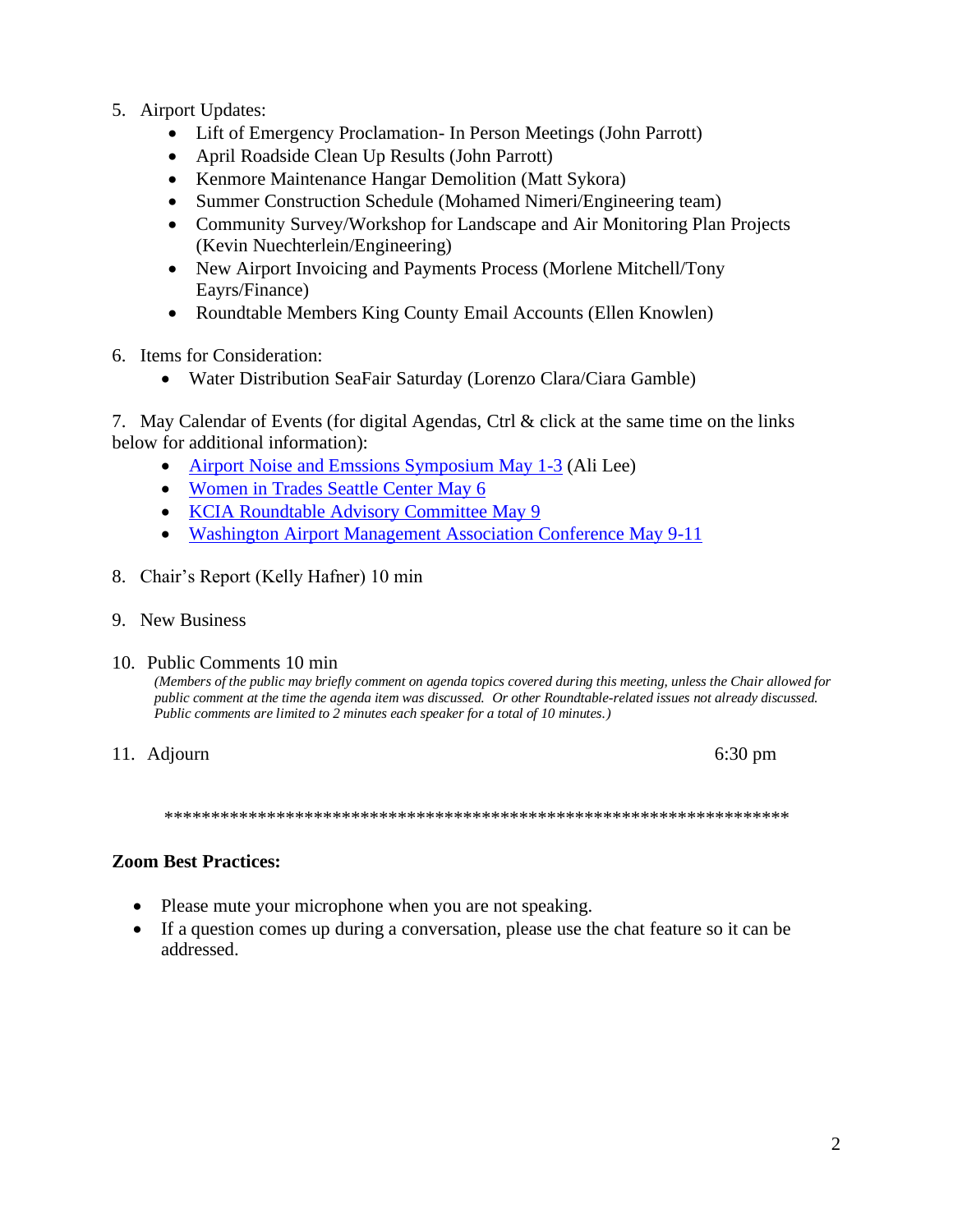5. Airport Updates:
    - Lift of Emergency Proclamation- In Person Meetings (John Parrott)
    - April Roadside Clean Up Results (John Parrott)
    - Kenmore Maintenance Hangar Demolition (Matt Sykora)
    - Summer Construction Schedule (Mohamed Nimeri/Engineering team)
    - Community Survey/Workshop for Landscape and Air Monitoring Plan Projects (Kevin Nuechterlein/Engineering)
    - New Airport Invoicing and Payments Process (Morlene Mitchell/Tony Eayrs/Finance)
    - Roundtable Members King County Email Accounts (Ellen Knowlen)

6. Items for Consideration:
    - Water Distribution SeaFair Saturday (Lorenzo Clara/Ciara Gamble)

7. May Calendar of Events (for digital Agendas, Ctrl & click at the same time on the links below for additional information):
    - Airport Noise and Emssions Symposium May 1-3 (Ali Lee)
    - Women in Trades Seattle Center May 6
    - KCIA Roundtable Advisory Committee May 9
    - Washington Airport Management Association Conference May 9-11

8. Chair's Report (Kelly Hafner) 10 min

9. New Business

10. Public Comments 10 min

    *(Members of the public may briefly comment on agenda topics covered during this meeting, unless the Chair allowed for public comment at the time the agenda item was discussed. Or other Roundtable-related issues not already discussed. Public comments are limited to 2 minutes each speaker for a total of 10 minutes.)*

11. Adjourn 6:30 pm

*********************************************************************

**Zoom Best Practices:**

- Please mute your microphone when you are not speaking.
- If a question comes up during a conversation, please use the chat feature so it can be addressed.